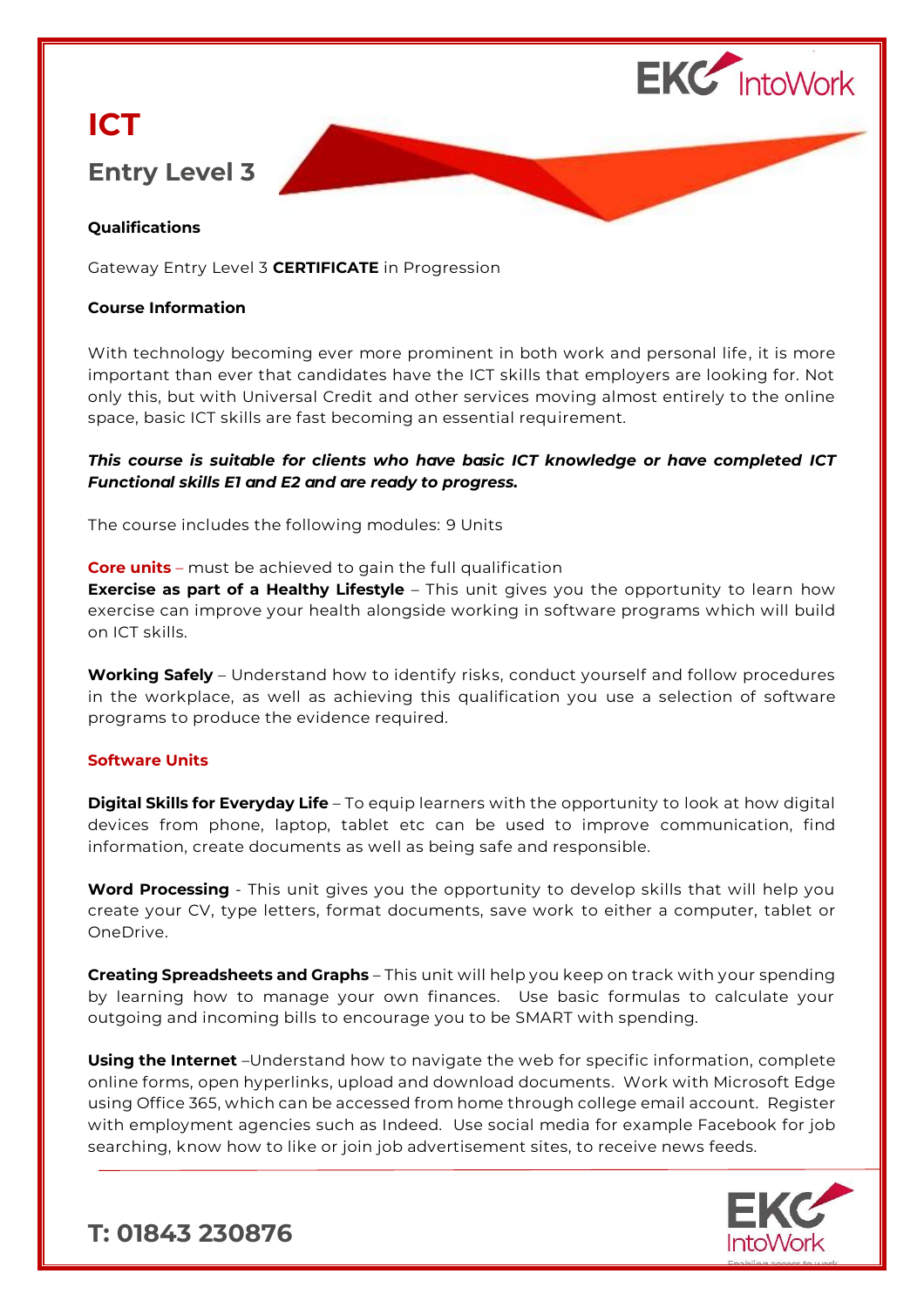# ICT

## Entry Level 3

**Qualifications**

Gateway Entry Level 3 **CERTIFICATE** in Progression

**Course Information**

With technology becoming ever more prominent in both work and personal life, it is more important than ever that candidates have the ICT skills that employers are looking for. Not only this, but with Universal Credit and other services moving almost entirely to the online space, basic ICT skills are fast becoming an essential requirement.

***This course is suitable for clients who have basic ICT knowledge or have completed ICT Functional skills E1 and E2 and are ready to progress.***

The course includes the following modules: 9 Units

**Core units** – must be achieved to gain the full qualification

**Exercise as part of a Healthy Lifestyle** – This unit gives you the opportunity to learn how exercise can improve your health alongside working in software programs which will build on ICT skills.

**Working Safely** – Understand how to identify risks, conduct yourself and follow procedures in the workplace, as well as achieving this qualification you use a selection of software programs to produce the evidence required.

**Software Units**

**Digital Skills for Everyday Life** – To equip learners with the opportunity to look at how digital devices from phone, laptop, tablet etc can be used to improve communication, find information, create documents as well as being safe and responsible.

**Word Processing** - This unit gives you the opportunity to develop skills that will help you create your CV, type letters, format documents, save work to either a computer, tablet or OneDrive.

**Creating Spreadsheets and Graphs** – This unit will help you keep on track with your spending by learning how to manage your own finances. Use basic formulas to calculate your outgoing and incoming bills to encourage you to be SMART with spending.

**Using the Internet** –Understand how to navigate the web for specific information, complete online forms, open hyperlinks, upload and download documents. Work with Microsoft Edge using Office 365, which can be accessed from home through college email account. Register with employment agencies such as Indeed. Use social media for example Facebook for job searching, know how to like or join job advertisement sites, to receive news feeds.

**T: 01843 230876**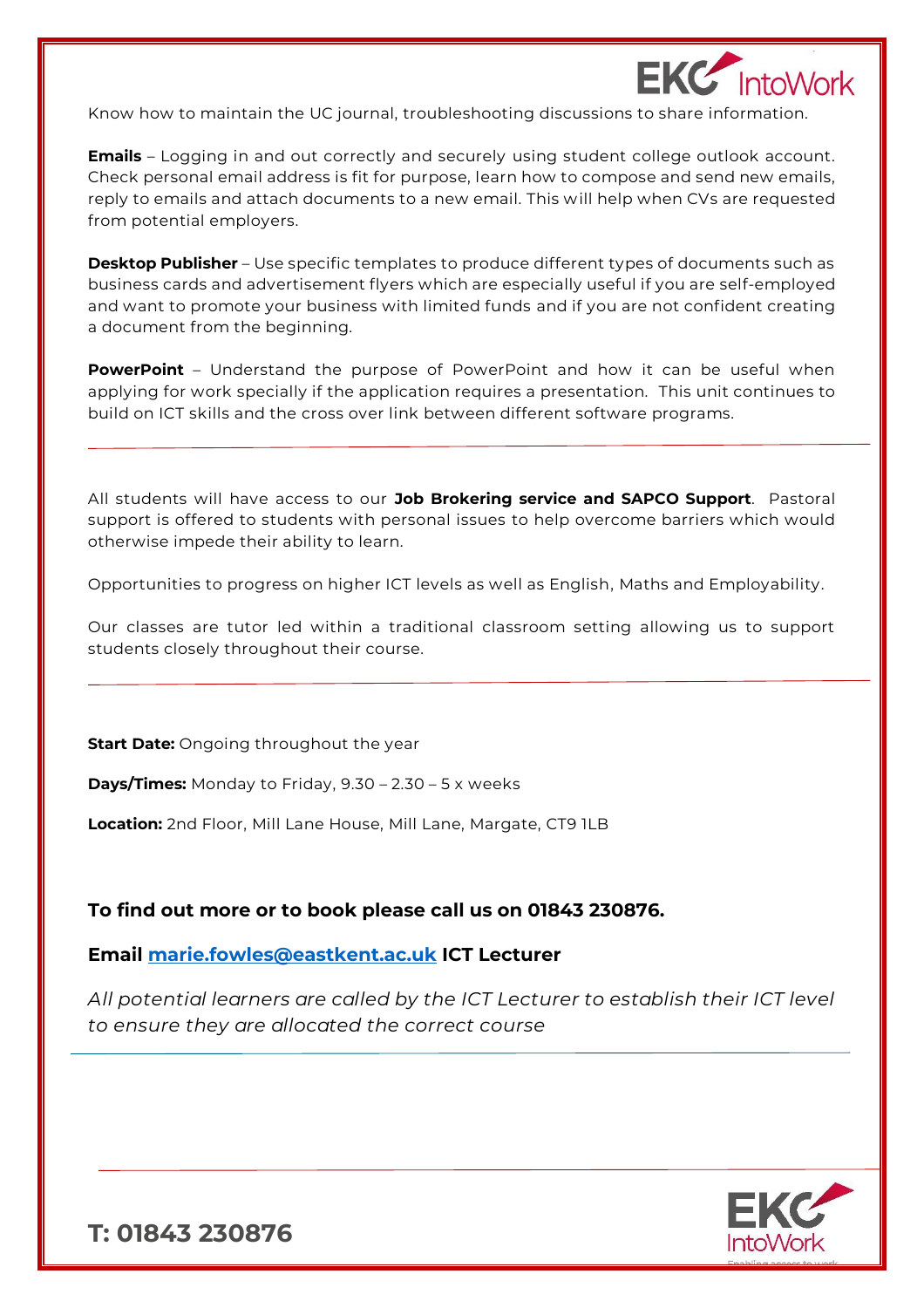Know how to maintain the UC journal, troubleshooting discussions to share information.

**Emails** – Logging in and out correctly and securely using student college outlook account. Check personal email address is fit for purpose, learn how to compose and send new emails, reply to emails and attach documents to a new email. This will help when CVs are requested from potential employers.

**Desktop Publisher** – Use specific templates to produce different types of documents such as business cards and advertisement flyers which are especially useful if you are self-employed and want to promote your business with limited funds and if you are not confident creating a document from the beginning.

**PowerPoint** – Understand the purpose of PowerPoint and how it can be useful when applying for work specially if the application requires a presentation. This unit continues to build on ICT skills and the cross over link between different software programs.

---

All students will have access to our **Job Brokering service and SAPCO Support**. Pastoral support is offered to students with personal issues to help overcome barriers which would otherwise impede their ability to learn.

Opportunities to progress on higher ICT levels as well as English, Maths and Employability.

Our classes are tutor led within a traditional classroom setting allowing us to support students closely throughout their course.

---

**Start Date:** Ongoing throughout the year

**Days/Times:** Monday to Friday, 9.30 – 2.30 – 5 x weeks

**Location:** 2nd Floor, Mill Lane House, Mill Lane, Margate, CT9 1LB

**To find out more or to book please call us on 01843 230876.**

**Email [marie.fowles@eastkent.ac.uk](mailto:marie.fowles@eastkent.ac.uk) ICT Lecturer**

*All potential learners are called by the ICT Lecturer to establish their ICT level to ensure they are allocated the correct course*

---

**T: 01843 230876**